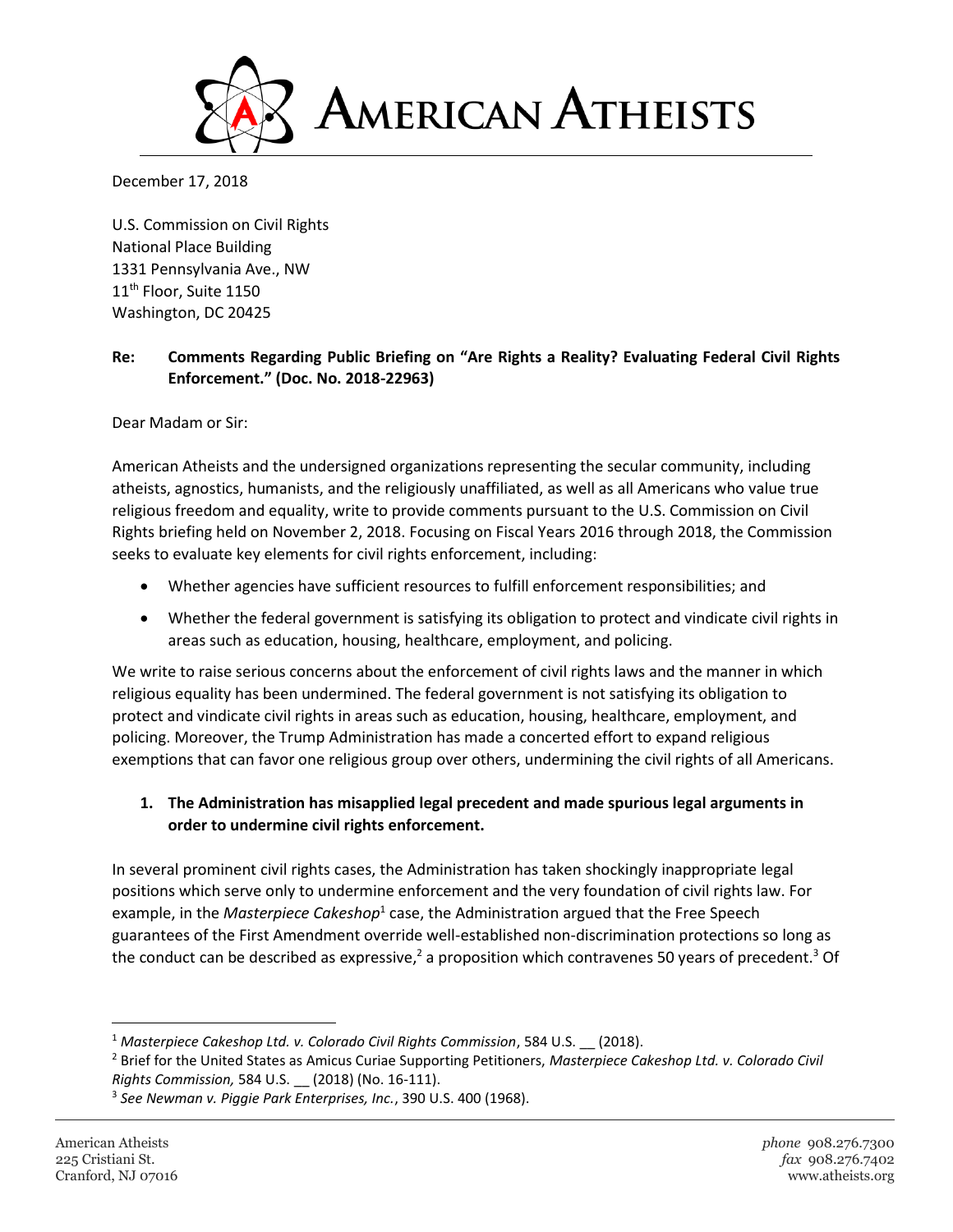# American Atheists

December 17, 2018

U.S. Commission on Civil Rights
National Place Building
1331 Pennsylvania Ave., NW
11th Floor, Suite 1150
Washington, DC 20425

**Re: Comments Regarding Public Briefing on "Are Rights a Reality? Evaluating Federal Civil Rights Enforcement." (Doc. No. 2018-22963)**

Dear Madam or Sir:

American Atheists and the undersigned organizations representing the secular community, including atheists, agnostics, humanists, and the religiously unaffiliated, as well as all Americans who value true religious freedom and equality, write to provide comments pursuant to the U.S. Commission on Civil Rights briefing held on November 2, 2018. Focusing on Fiscal Years 2016 through 2018, the Commission seeks to evaluate key elements for civil rights enforcement, including:

- Whether agencies have sufficient resources to fulfill enforcement responsibilities; and
- Whether the federal government is satisfying its obligation to protect and vindicate civil rights in areas such as education, housing, healthcare, employment, and policing.

We write to raise serious concerns about the enforcement of civil rights laws and the manner in which religious equality has been undermined. The federal government is not satisfying its obligation to protect and vindicate civil rights in areas such as education, housing, healthcare, employment, and policing. Moreover, the Trump Administration has made a concerted effort to expand religious exemptions that can favor one religious group over others, undermining the civil rights of all Americans.

**1. The Administration has misapplied legal precedent and made spurious legal arguments in order to undermine civil rights enforcement.**

In several prominent civil rights cases, the Administration has taken shockingly inappropriate legal positions which serve only to undermine enforcement and the very foundation of civil rights law. For example, in the *Masterpiece Cakeshop*[1] case, the Administration argued that the Free Speech guarantees of the First Amendment override well-established non-discrimination protections so long as the conduct can be described as expressive,[2] a proposition which contravenes 50 years of precedent.[3] Of

[1] *Masterpiece Cakeshop Ltd. v. Colorado Civil Rights Commission*, 584 U.S. __ (2018).

[2] Brief for the United States as Amicus Curiae Supporting Petitioners, *Masterpiece Cakeshop Ltd. v. Colorado Civil Rights Commission,* 584 U.S. __ (2018) (No. 16-111).

[3] *See Newman v. Piggie Park Enterprises, Inc.*, 390 U.S. 400 (1968).

American Atheists
225 Cristiani St.
Cranford, NJ 07016

*phone* 908.276.7300
*fax* 908.276.7402
www.atheists.org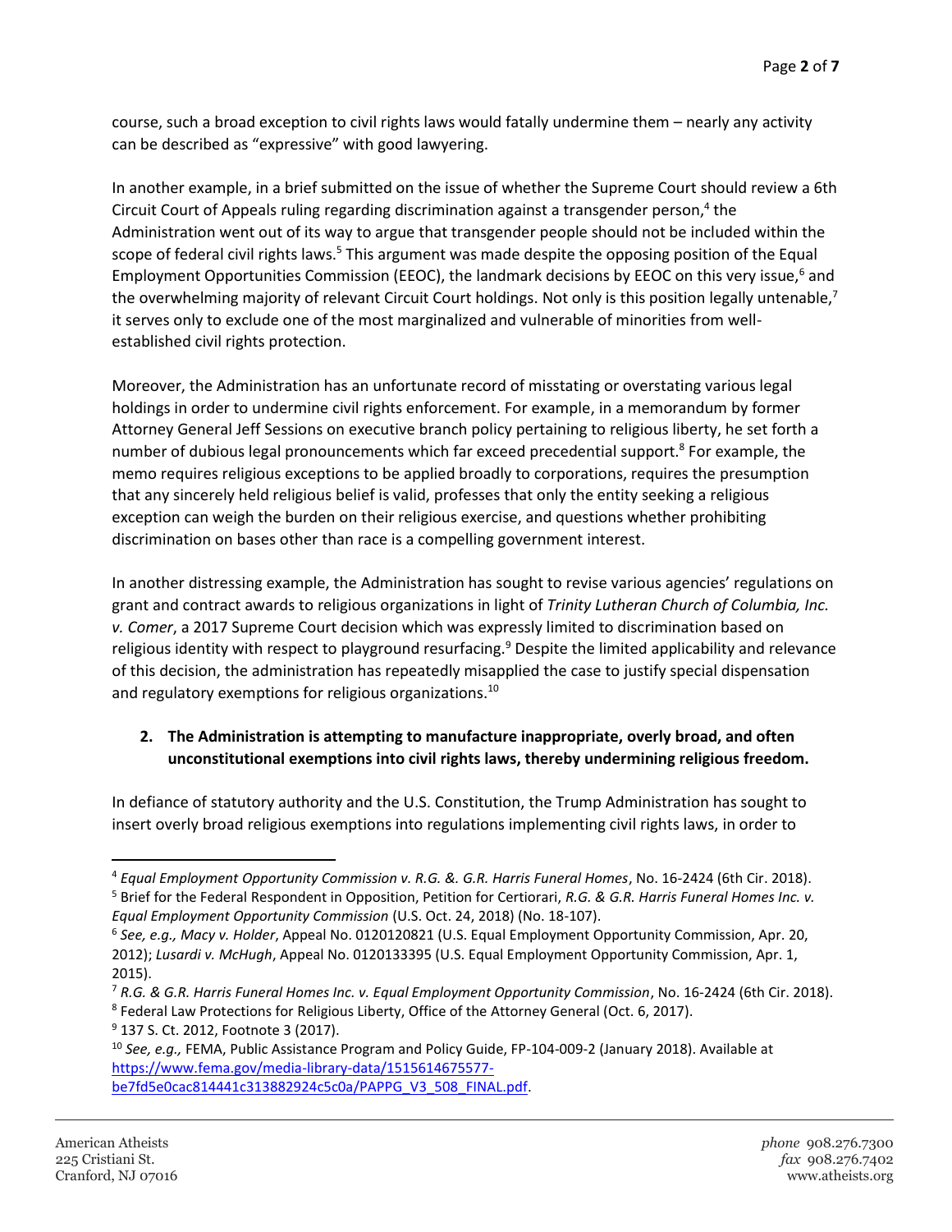course, such a broad exception to civil rights laws would fatally undermine them – nearly any activity can be described as "expressive" with good lawyering.

In another example, in a brief submitted on the issue of whether the Supreme Court should review a 6th Circuit Court of Appeals ruling regarding discrimination against a transgender person,[4] the Administration went out of its way to argue that transgender people should not be included within the scope of federal civil rights laws.[5] This argument was made despite the opposing position of the Equal Employment Opportunities Commission (EEOC), the landmark decisions by EEOC on this very issue,[6] and the overwhelming majority of relevant Circuit Court holdings. Not only is this position legally untenable,[7] it serves only to exclude one of the most marginalized and vulnerable of minorities from well-established civil rights protection.

Moreover, the Administration has an unfortunate record of misstating or overstating various legal holdings in order to undermine civil rights enforcement. For example, in a memorandum by former Attorney General Jeff Sessions on executive branch policy pertaining to religious liberty, he set forth a number of dubious legal pronouncements which far exceed precedential support.[8] For example, the memo requires religious exceptions to be applied broadly to corporations, requires the presumption that any sincerely held religious belief is valid, professes that only the entity seeking a religious exception can weigh the burden on their religious exercise, and questions whether prohibiting discrimination on bases other than race is a compelling government interest.

In another distressing example, the Administration has sought to revise various agencies' regulations on grant and contract awards to religious organizations in light of *Trinity Lutheran Church of Columbia, Inc. v. Comer*, a 2017 Supreme Court decision which was expressly limited to discrimination based on religious identity with respect to playground resurfacing.[9] Despite the limited applicability and relevance of this decision, the administration has repeatedly misapplied the case to justify special dispensation and regulatory exemptions for religious organizations.[10]

**2. The Administration is attempting to manufacture inappropriate, overly broad, and often unconstitutional exemptions into civil rights laws, thereby undermining religious freedom.**

In defiance of statutory authority and the U.S. Constitution, the Trump Administration has sought to insert overly broad religious exemptions into regulations implementing civil rights laws, in order to

---

[4] *Equal Employment Opportunity Commission v. R.G. &. G.R. Harris Funeral Homes*, No. 16-2424 (6th Cir. 2018).

[5] Brief for the Federal Respondent in Opposition, Petition for Certiorari, *R.G. & G.R. Harris Funeral Homes Inc. v. Equal Employment Opportunity Commission* (U.S. Oct. 24, 2018) (No. 18-107).

[6] *See, e.g., Macy v. Holder*, Appeal No. 0120120821 (U.S. Equal Employment Opportunity Commission, Apr. 20, 2012); *Lusardi v. McHugh*, Appeal No. 0120133395 (U.S. Equal Employment Opportunity Commission, Apr. 1, 2015).

[7] *R.G. & G.R. Harris Funeral Homes Inc. v. Equal Employment Opportunity Commission*, No. 16-2424 (6th Cir. 2018).

[8] Federal Law Protections for Religious Liberty, Office of the Attorney General (Oct. 6, 2017).

[9] 137 S. Ct. 2012, Footnote 3 (2017).

[10] *See, e.g.,* FEMA, Public Assistance Program and Policy Guide, FP-104-009-2 (January 2018). Available at https://www.fema.gov/media-library-data/1515614675577-be7fd5e0cac814441c313882924c5c0a/PAPPG_V3_508_FINAL.pdf.

American Atheists
225 Cristiani St.
Cranford, NJ 07016

*phone* 908.276.7300
*fax* 908.276.7402
www.atheists.org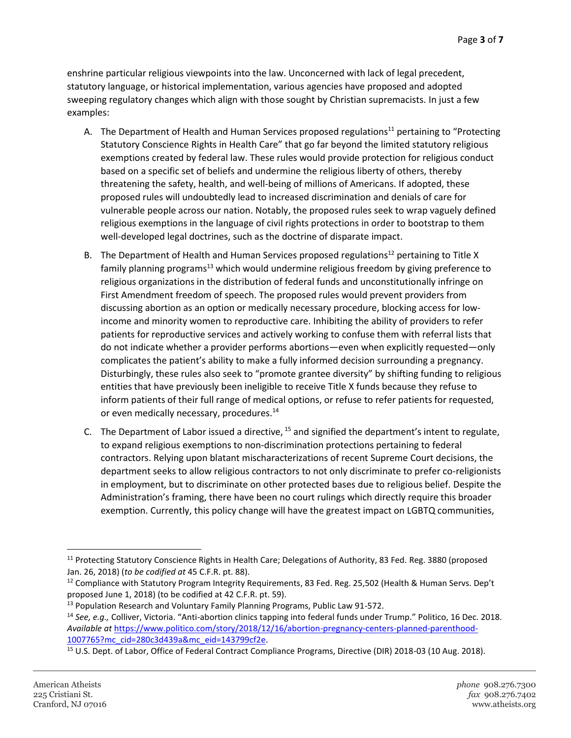enshrine particular religious viewpoints into the law. Unconcerned with lack of legal precedent, statutory language, or historical implementation, various agencies have proposed and adopted sweeping regulatory changes which align with those sought by Christian supremacists. In just a few examples:

A. The Department of Health and Human Services proposed regulations[11] pertaining to "Protecting Statutory Conscience Rights in Health Care" that go far beyond the limited statutory religious exemptions created by federal law. These rules would provide protection for religious conduct based on a specific set of beliefs and undermine the religious liberty of others, thereby threatening the safety, health, and well-being of millions of Americans. If adopted, these proposed rules will undoubtedly lead to increased discrimination and denials of care for vulnerable people across our nation. Notably, the proposed rules seek to wrap vaguely defined religious exemptions in the language of civil rights protections in order to bootstrap to them well-developed legal doctrines, such as the doctrine of disparate impact.

B. The Department of Health and Human Services proposed regulations[12] pertaining to Title X family planning programs[13] which would undermine religious freedom by giving preference to religious organizations in the distribution of federal funds and unconstitutionally infringe on First Amendment freedom of speech. The proposed rules would prevent providers from discussing abortion as an option or medically necessary procedure, blocking access for low-income and minority women to reproductive care. Inhibiting the ability of providers to refer patients for reproductive services and actively working to confuse them with referral lists that do not indicate whether a provider performs abortions—even when explicitly requested—only complicates the patient's ability to make a fully informed decision surrounding a pregnancy. Disturbingly, these rules also seek to "promote grantee diversity" by shifting funding to religious entities that have previously been ineligible to receive Title X funds because they refuse to inform patients of their full range of medical options, or refuse to refer patients for requested, or even medically necessary, procedures.[14]

C. The Department of Labor issued a directive,[15] and signified the department's intent to regulate, to expand religious exemptions to non-discrimination protections pertaining to federal contractors. Relying upon blatant mischaracterizations of recent Supreme Court decisions, the department seeks to allow religious contractors to not only discriminate to prefer co-religionists in employment, but to discriminate on other protected bases due to religious belief. Despite the Administration's framing, there have been no court rulings which directly require this broader exemption. Currently, this policy change will have the greatest impact on LGBTQ communities,

---

[11] Protecting Statutory Conscience Rights in Health Care; Delegations of Authority, 83 Fed. Reg. 3880 (proposed Jan. 26, 2018) (*to be codified at* 45 C.F.R. pt. 88).

[12] Compliance with Statutory Program Integrity Requirements, 83 Fed. Reg. 25,502 (Health & Human Servs. Dep't proposed June 1, 2018) (to be codified at 42 C.F.R. pt. 59).

[13] Population Research and Voluntary Family Planning Programs, Public Law 91-572.

[14] *See, e.g.,* Colliver, Victoria. "Anti-abortion clinics tapping into federal funds under Trump." Politico, 16 Dec. 2018. *Available at* https://www.politico.com/story/2018/12/16/abortion-pregnancy-centers-planned-parenthood-1007765?mc_cid=280c3d439a&mc_eid=143799cf2e.

[15] U.S. Dept. of Labor, Office of Federal Contract Compliance Programs, Directive (DIR) 2018-03 (10 Aug. 2018).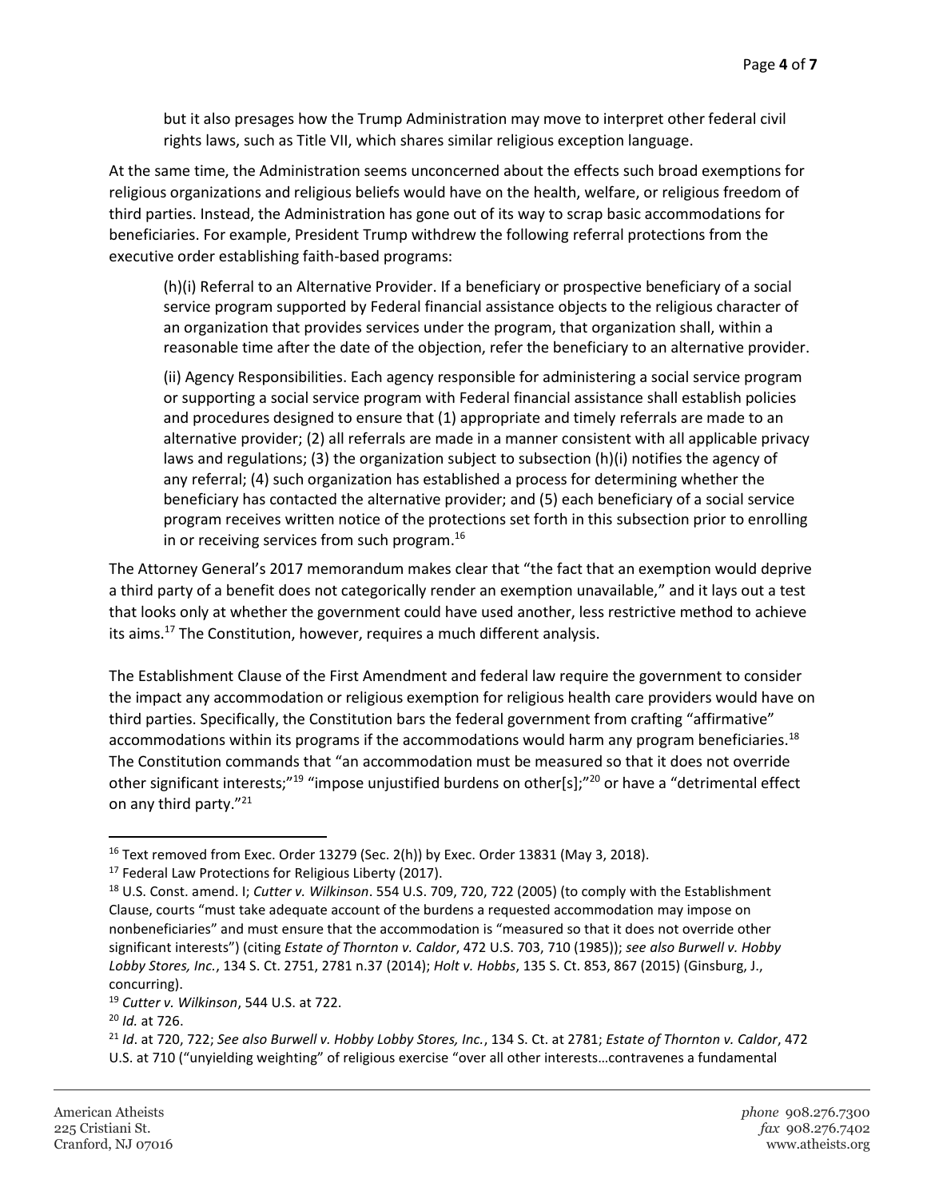> but it also presages how the Trump Administration may move to interpret other federal civil rights laws, such as Title VII, which shares similar religious exception language.

At the same time, the Administration seems unconcerned about the effects such broad exemptions for religious organizations and religious beliefs would have on the health, welfare, or religious freedom of third parties. Instead, the Administration has gone out of its way to scrap basic accommodations for beneficiaries. For example, President Trump withdrew the following referral protections from the executive order establishing faith-based programs:

> (h)(i) Referral to an Alternative Provider. If a beneficiary or prospective beneficiary of a social service program supported by Federal financial assistance objects to the religious character of an organization that provides services under the program, that organization shall, within a reasonable time after the date of the objection, refer the beneficiary to an alternative provider.
>
> (ii) Agency Responsibilities. Each agency responsible for administering a social service program or supporting a social service program with Federal financial assistance shall establish policies and procedures designed to ensure that (1) appropriate and timely referrals are made to an alternative provider; (2) all referrals are made in a manner consistent with all applicable privacy laws and regulations; (3) the organization subject to subsection (h)(i) notifies the agency of any referral; (4) such organization has established a process for determining whether the beneficiary has contacted the alternative provider; and (5) each beneficiary of a social service program receives written notice of the protections set forth in this subsection prior to enrolling in or receiving services from such program.[16]

The Attorney General's 2017 memorandum makes clear that "the fact that an exemption would deprive a third party of a benefit does not categorically render an exemption unavailable," and it lays out a test that looks only at whether the government could have used another, less restrictive method to achieve its aims.[17] The Constitution, however, requires a much different analysis.

The Establishment Clause of the First Amendment and federal law require the government to consider the impact any accommodation or religious exemption for religious health care providers would have on third parties. Specifically, the Constitution bars the federal government from crafting "affirmative" accommodations within its programs if the accommodations would harm any program beneficiaries.[18] The Constitution commands that "an accommodation must be measured so that it does not override other significant interests;"[19] "impose unjustified burdens on other[s];"[20] or have a "detrimental effect on any third party."[21]

---

[16] Text removed from Exec. Order 13279 (Sec. 2(h)) by Exec. Order 13831 (May 3, 2018).

[17] Federal Law Protections for Religious Liberty (2017).

[18] U.S. Const. amend. I; *Cutter v. Wilkinson*. 554 U.S. 709, 720, 722 (2005) (to comply with the Establishment Clause, courts "must take adequate account of the burdens a requested accommodation may impose on nonbeneficiaries" and must ensure that the accommodation is "measured so that it does not override other significant interests") (citing *Estate of Thornton v. Caldor*, 472 U.S. 703, 710 (1985)); *see also Burwell v. Hobby Lobby Stores, Inc.*, 134 S. Ct. 2751, 2781 n.37 (2014); *Holt v. Hobbs*, 135 S. Ct. 853, 867 (2015) (Ginsburg, J., concurring).

[19] *Cutter v. Wilkinson*, 544 U.S. at 722.

[20] *Id.* at 726.

[21] *Id*. at 720, 722; *See also Burwell v. Hobby Lobby Stores, Inc.*, 134 S. Ct. at 2781; *Estate of Thornton v. Caldor*, 472 U.S. at 710 ("unyielding weighting" of religious exercise "over all other interests…contravenes a fundamental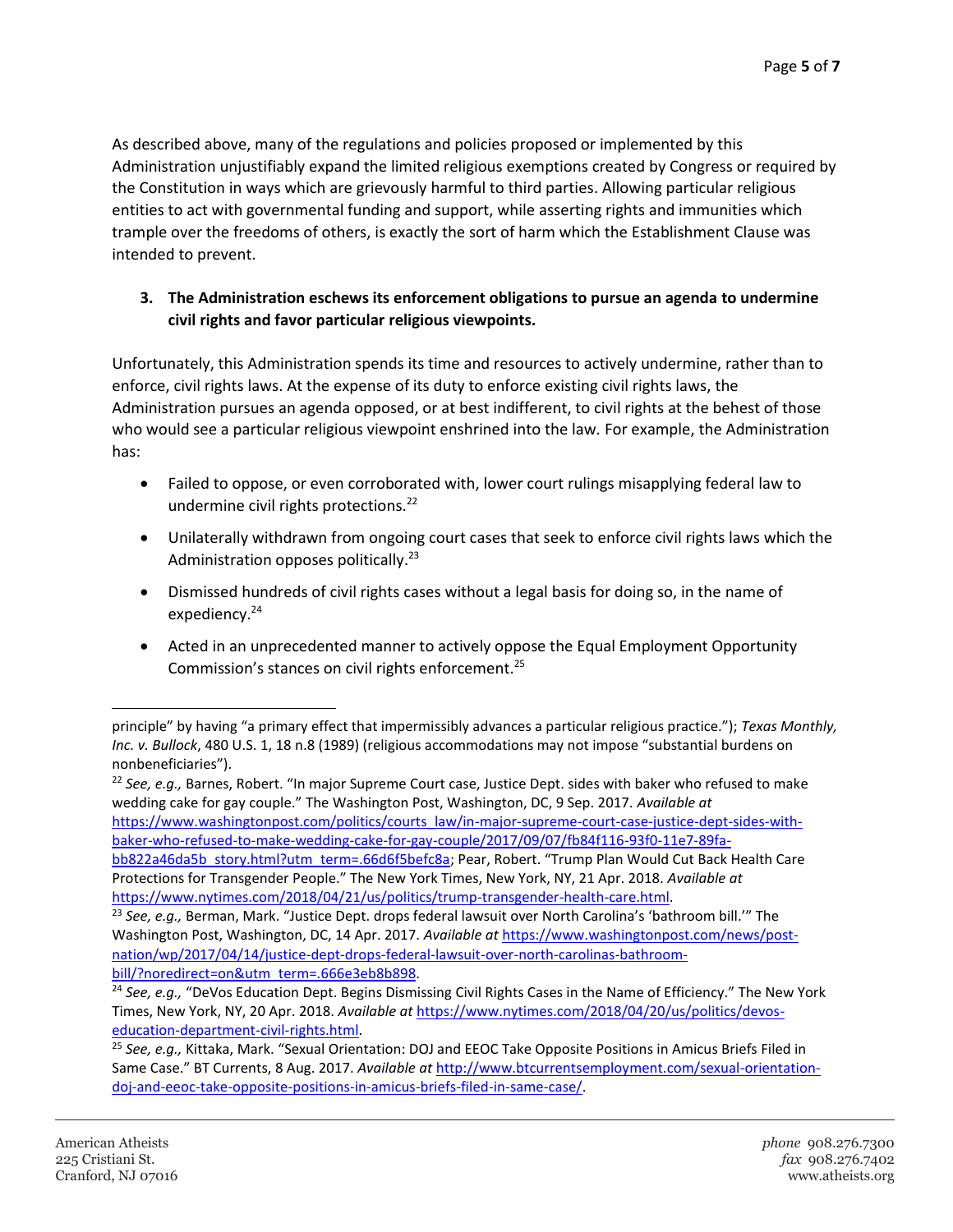As described above, many of the regulations and policies proposed or implemented by this Administration unjustifiably expand the limited religious exemptions created by Congress or required by the Constitution in ways which are grievously harmful to third parties. Allowing particular religious entities to act with governmental funding and support, while asserting rights and immunities which trample over the freedoms of others, is exactly the sort of harm which the Establishment Clause was intended to prevent.

3. **The Administration eschews its enforcement obligations to pursue an agenda to undermine civil rights and favor particular religious viewpoints.**

Unfortunately, this Administration spends its time and resources to actively undermine, rather than to enforce, civil rights laws. At the expense of its duty to enforce existing civil rights laws, the Administration pursues an agenda opposed, or at best indifferent, to civil rights at the behest of those who would see a particular religious viewpoint enshrined into the law. For example, the Administration has:

- Failed to oppose, or even corroborated with, lower court rulings misapplying federal law to undermine civil rights protections.[22]
- Unilaterally withdrawn from ongoing court cases that seek to enforce civil rights laws which the Administration opposes politically.[23]
- Dismissed hundreds of civil rights cases without a legal basis for doing so, in the name of expediency.[24]
- Acted in an unprecedented manner to actively oppose the Equal Employment Opportunity Commission's stances on civil rights enforcement.[25]

---

principle" by having "a primary effect that impermissibly advances a particular religious practice."); *Texas Monthly, Inc. v. Bullock*, 480 U.S. 1, 18 n.8 (1989) (religious accommodations may not impose "substantial burdens on nonbeneficiaries").

[22] *See, e.g.,* Barnes, Robert. "In major Supreme Court case, Justice Dept. sides with baker who refused to make wedding cake for gay couple." The Washington Post, Washington, DC, 9 Sep. 2017. *Available at* https://www.washingtonpost.com/politics/courts_law/in-major-supreme-court-case-justice-dept-sides-with-baker-who-refused-to-make-wedding-cake-for-gay-couple/2017/09/07/fb84f116-93f0-11e7-89fa-bb822a46da5b_story.html?utm_term=.66d6f5befc8a; Pear, Robert. "Trump Plan Would Cut Back Health Care Protections for Transgender People." The New York Times, New York, NY, 21 Apr. 2018. *Available at* https://www.nytimes.com/2018/04/21/us/politics/trump-transgender-health-care.html.

[23] *See, e.g.,* Berman, Mark. "Justice Dept. drops federal lawsuit over North Carolina's 'bathroom bill.'" The Washington Post, Washington, DC, 14 Apr. 2017. *Available at* https://www.washingtonpost.com/news/post-nation/wp/2017/04/14/justice-dept-drops-federal-lawsuit-over-north-carolinas-bathroom-bill/?noredirect=on&utm_term=.666e3eb8b898.

[24] *See, e.g.,* "DeVos Education Dept. Begins Dismissing Civil Rights Cases in the Name of Efficiency." The New York Times, New York, NY, 20 Apr. 2018. *Available at* https://www.nytimes.com/2018/04/20/us/politics/devos-education-department-civil-rights.html.

[25] *See, e.g.,* Kittaka, Mark. "Sexual Orientation: DOJ and EEOC Take Opposite Positions in Amicus Briefs Filed in Same Case." BT Currents, 8 Aug. 2017. *Available at* http://www.btcurrentsemployment.com/sexual-orientation-doj-and-eeoc-take-opposite-positions-in-amicus-briefs-filed-in-same-case/.

American Atheists
225 Cristiani St.
Cranford, NJ 07016

*phone* 908.276.7300
*fax* 908.276.7402
www.atheists.org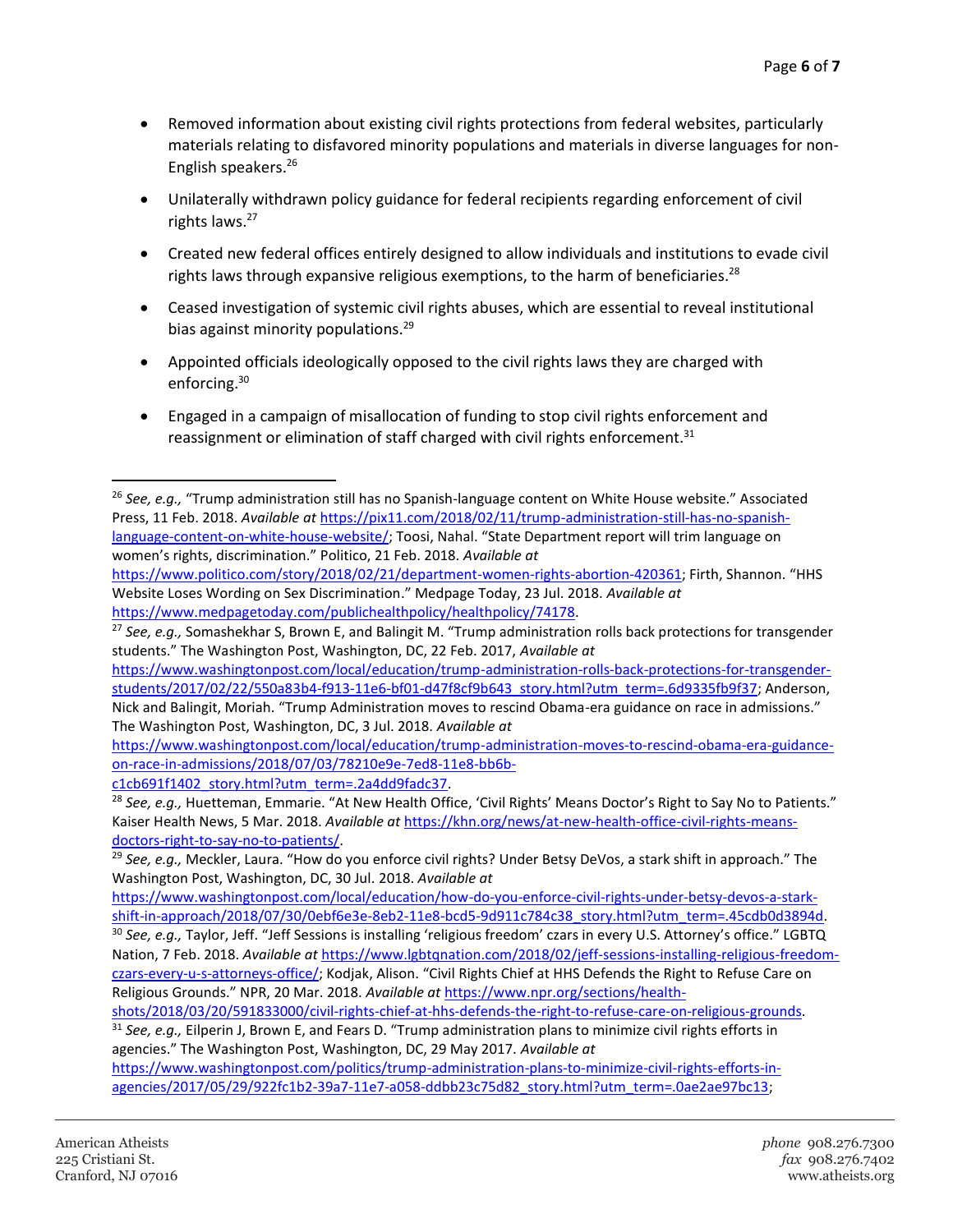- Removed information about existing civil rights protections from federal websites, particularly materials relating to disfavored minority populations and materials in diverse languages for non-English speakers.[26]

- Unilaterally withdrawn policy guidance for federal recipients regarding enforcement of civil rights laws.[27]

- Created new federal offices entirely designed to allow individuals and institutions to evade civil rights laws through expansive religious exemptions, to the harm of beneficiaries.[28]

- Ceased investigation of systemic civil rights abuses, which are essential to reveal institutional bias against minority populations.[29]

- Appointed officials ideologically opposed to the civil rights laws they are charged with enforcing.[30]

- Engaged in a campaign of misallocation of funding to stop civil rights enforcement and reassignment or elimination of staff charged with civil rights enforcement.[31]

---

[26] *See, e.g.,* "Trump administration still has no Spanish-language content on White House website." Associated Press, 11 Feb. 2018. *Available at* https://pix11.com/2018/02/11/trump-administration-still-has-no-spanish-language-content-on-white-house-website/; Toosi, Nahal. "State Department report will trim language on women's rights, discrimination." Politico, 21 Feb. 2018. *Available at* https://www.politico.com/story/2018/02/21/department-women-rights-abortion-420361; Firth, Shannon. "HHS Website Loses Wording on Sex Discrimination." Medpage Today, 23 Jul. 2018. *Available at* https://www.medpagetoday.com/publichealthpolicy/healthpolicy/74178.

[27] *See, e.g.,* Somashekhar S, Brown E, and Balingit M. "Trump administration rolls back protections for transgender students." The Washington Post, Washington, DC, 22 Feb. 2017, *Available at* https://www.washingtonpost.com/local/education/trump-administration-rolls-back-protections-for-transgender-students/2017/02/22/550a83b4-f913-11e6-bf01-d47f8cf9b643_story.html?utm_term=.6d9335fb9f37; Anderson, Nick and Balingit, Moriah. "Trump Administration moves to rescind Obama-era guidance on race in admissions." The Washington Post, Washington, DC, 3 Jul. 2018. *Available at* https://www.washingtonpost.com/local/education/trump-administration-moves-to-rescind-obama-era-guidance-on-race-in-admissions/2018/07/03/78210e9e-7ed8-11e8-bb6b-c1cb691f1402_story.html?utm_term=.2a4dd9fadc37.

[28] *See, e.g.,* Huetteman, Emmarie. "At New Health Office, 'Civil Rights' Means Doctor's Right to Say No to Patients." Kaiser Health News, 5 Mar. 2018. *Available at* https://khn.org/news/at-new-health-office-civil-rights-means-doctors-right-to-say-no-to-patients/.

[29] *See, e.g.,* Meckler, Laura. "How do you enforce civil rights? Under Betsy DeVos, a stark shift in approach." The Washington Post, Washington, DC, 30 Jul. 2018. *Available at* https://www.washingtonpost.com/local/education/how-do-you-enforce-civil-rights-under-betsy-devos-a-stark-shift-in-approach/2018/07/30/0ebf6e3e-8eb2-11e8-bcd5-9d911c784c38_story.html?utm_term=.45cdb0d3894d.

[30] *See, e.g.,* Taylor, Jeff. "Jeff Sessions is installing 'religious freedom' czars in every U.S. Attorney's office." LGBTQ Nation, 7 Feb. 2018. *Available at* https://www.lgbtqnation.com/2018/02/jeff-sessions-installing-religious-freedom-czars-every-u-s-attorneys-office/; Kodjak, Alison. "Civil Rights Chief at HHS Defends the Right to Refuse Care on Religious Grounds." NPR, 20 Mar. 2018. *Available at* https://www.npr.org/sections/health-shots/2018/03/20/591833000/civil-rights-chief-at-hhs-defends-the-right-to-refuse-care-on-religious-grounds.

[31] *See, e.g.,* Eilperin J, Brown E, and Fears D. "Trump administration plans to minimize civil rights efforts in agencies." The Washington Post, Washington, DC, 29 May 2017. *Available at* https://www.washingtonpost.com/politics/trump-administration-plans-to-minimize-civil-rights-efforts-in-agencies/2017/05/29/922fc1b2-39a7-11e7-a058-ddbb23c75d82_story.html?utm_term=.0ae2ae97bc13;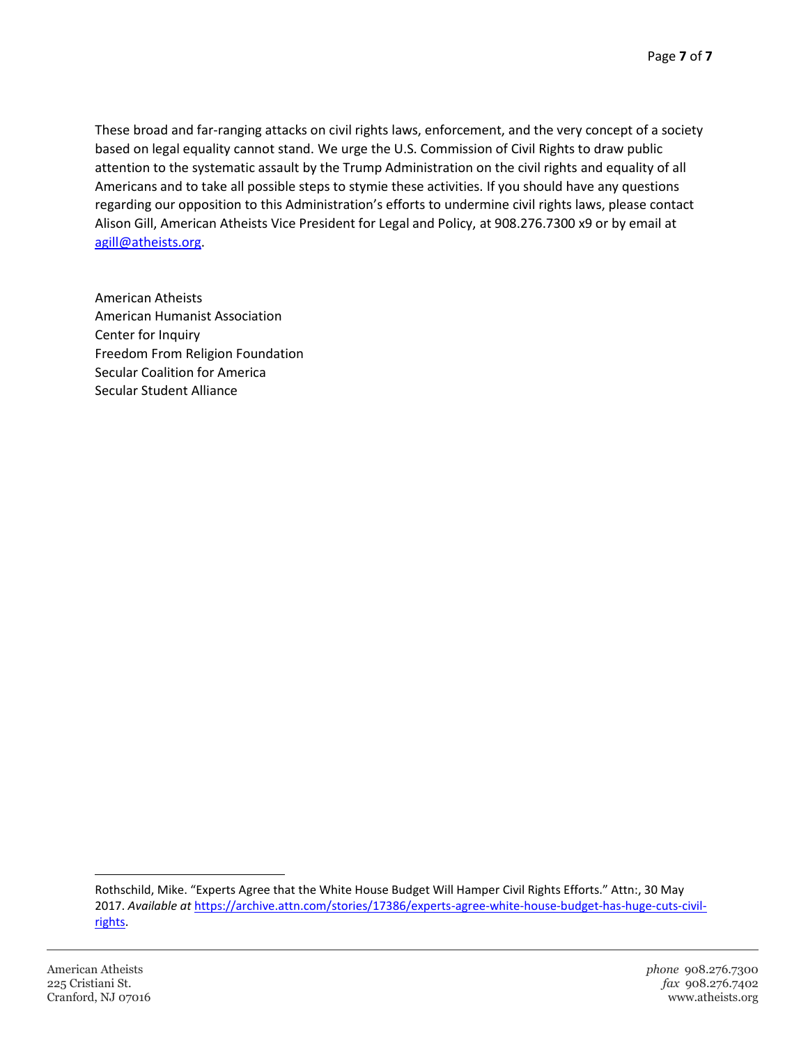These broad and far-ranging attacks on civil rights laws, enforcement, and the very concept of a society based on legal equality cannot stand. We urge the U.S. Commission of Civil Rights to draw public attention to the systematic assault by the Trump Administration on the civil rights and equality of all Americans and to take all possible steps to stymie these activities. If you should have any questions regarding our opposition to this Administration's efforts to undermine civil rights laws, please contact Alison Gill, American Atheists Vice President for Legal and Policy, at 908.276.7300 x9 or by email at agill@atheists.org.

American Atheists
American Humanist Association
Center for Inquiry
Freedom From Religion Foundation
Secular Coalition for America
Secular Student Alliance

---

Rothschild, Mike. "Experts Agree that the White House Budget Will Hamper Civil Rights Efforts." Attn:, 30 May 2017. *Available at* https://archive.attn.com/stories/17386/experts-agree-white-house-budget-has-huge-cuts-civil-rights.

American Atheists
225 Cristiani St.
Cranford, NJ 07016

*phone* 908.276.7300
*fax* 908.276.7402
www.atheists.org